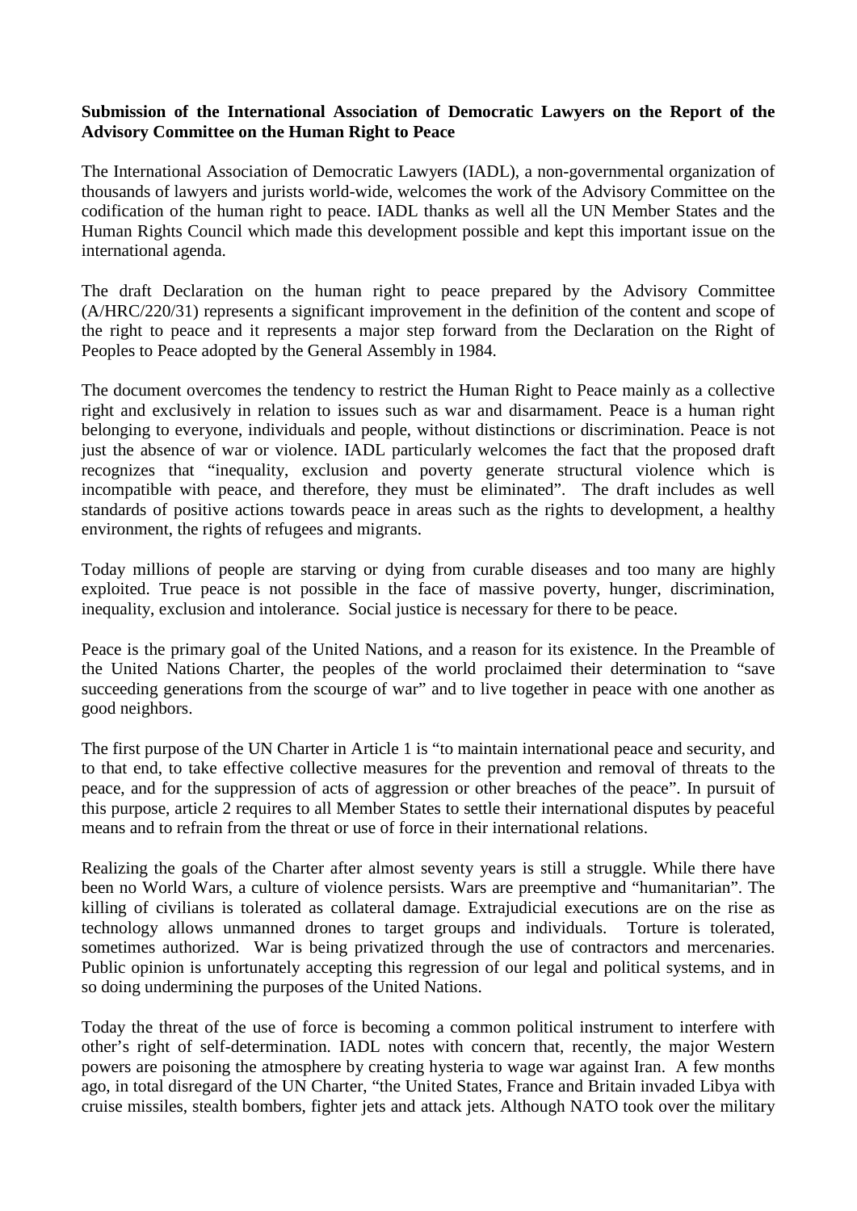**Submission of the International Association of Democratic Lawyers on the Report of the Advisory Committee on the Human Right to Peace**

The International Association of Democratic Lawyers (IADL), a non-governmental organization of thousands of lawyers and jurists world-wide, welcomes the work of the Advisory Committee on the codification of the human right to peace. IADL thanks as well all the UN Member States and the Human Rights Council which made this development possible and kept this important issue on the international agenda.

The draft Declaration on the human right to peace prepared by the Advisory Committee (A/HRC/220/31) represents a significant improvement in the definition of the content and scope of the right to peace and it represents a major step forward from the Declaration on the Right of Peoples to Peace adopted by the General Assembly in 1984.

The document overcomes the tendency to restrict the Human Right to Peace mainly as a collective right and exclusively in relation to issues such as war and disarmament. Peace is a human right belonging to everyone, individuals and people, without distinctions or discrimination. Peace is not just the absence of war or violence. IADL particularly welcomes the fact that the proposed draft recognizes that "inequality, exclusion and poverty generate structural violence which is incompatible with peace, and therefore, they must be eliminated". The draft includes as well standards of positive actions towards peace in areas such as the rights to development, a healthy environment, the rights of refugees and migrants.

Today millions of people are starving or dying from curable diseases and too many are highly exploited. True peace is not possible in the face of massive poverty, hunger, discrimination, inequality, exclusion and intolerance. Social justice is necessary for there to be peace.

Peace is the primary goal of the United Nations, and a reason for its existence. In the Preamble of the United Nations Charter, the peoples of the world proclaimed their determination to "save succeeding generations from the scourge of war" and to live together in peace with one another as good neighbors.

The first purpose of the UN Charter in Article 1 is "to maintain international peace and security, and to that end, to take effective collective measures for the prevention and removal of threats to the peace, and for the suppression of acts of aggression or other breaches of the peace". In pursuit of this purpose, article 2 requires to all Member States to settle their international disputes by peaceful means and to refrain from the threat or use of force in their international relations.

Realizing the goals of the Charter after almost seventy years is still a struggle. While there have been no World Wars, a culture of violence persists. Wars are preemptive and "humanitarian". The killing of civilians is tolerated as collateral damage. Extrajudicial executions are on the rise as technology allows unmanned drones to target groups and individuals. Torture is tolerated, sometimes authorized. War is being privatized through the use of contractors and mercenaries. Public opinion is unfortunately accepting this regression of our legal and political systems, and in so doing undermining the purposes of the United Nations.

Today the threat of the use of force is becoming a common political instrument to interfere with other's right of self-determination. IADL notes with concern that, recently, the major Western powers are poisoning the atmosphere by creating hysteria to wage war against Iran. A few months ago, in total disregard of the UN Charter, "the United States, France and Britain invaded Libya with cruise missiles, stealth bombers, fighter jets and attack jets. Although NATO took over the military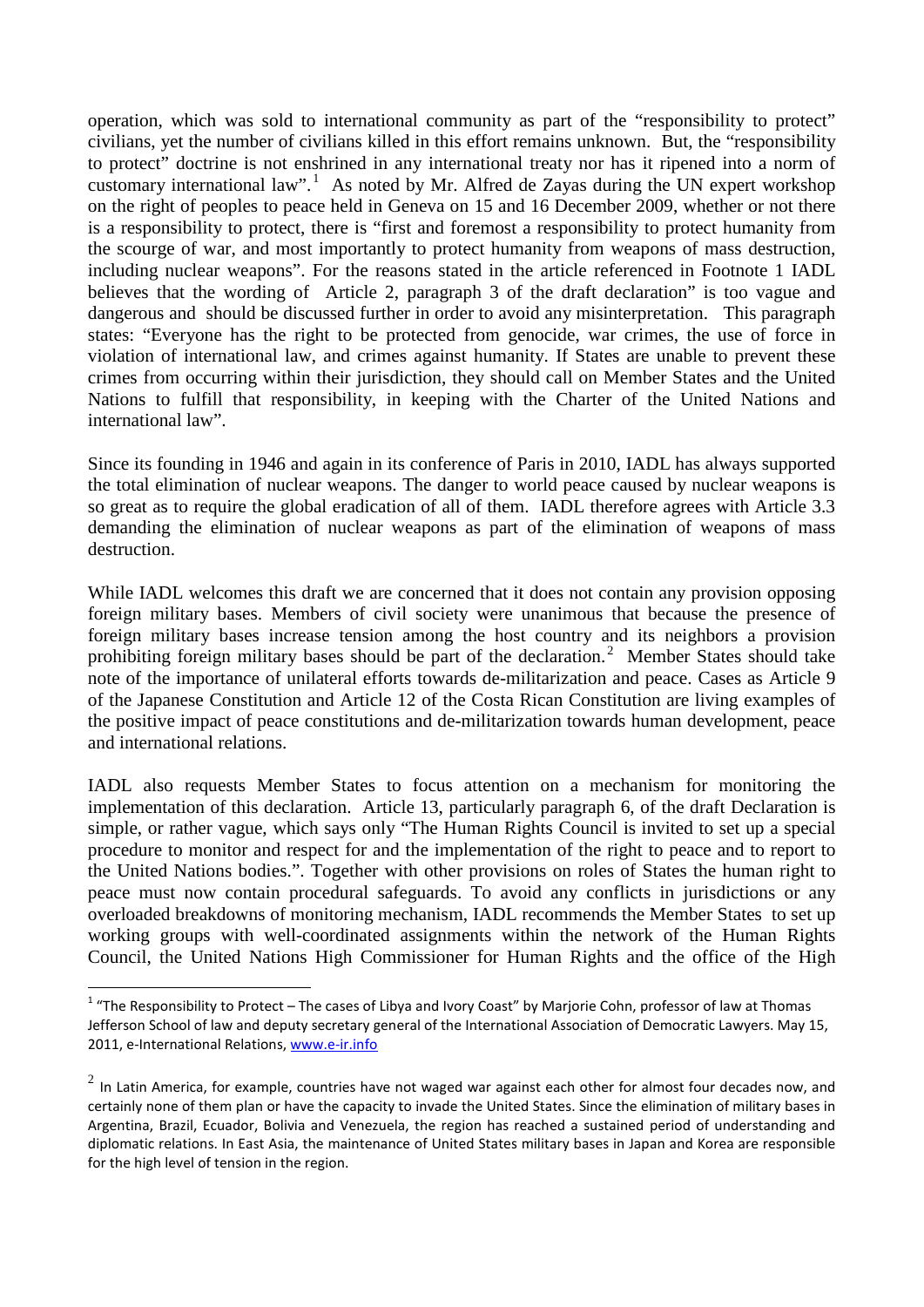operation, which was sold to international community as part of the "responsibility to protect" civilians, yet the number of civilians killed in this effort remains unknown. But, the "responsibility to protect" doctrine is not enshrined in any international treaty nor has it ripened into a norm of customary international law".[1] As noted by Mr. Alfred de Zayas during the UN expert workshop on the right of peoples to peace held in Geneva on 15 and 16 December 2009, whether or not there is a responsibility to protect, there is "first and foremost a responsibility to protect humanity from the scourge of war, and most importantly to protect humanity from weapons of mass destruction, including nuclear weapons". For the reasons stated in the article referenced in Footnote 1 IADL believes that the wording of Article 2, paragraph 3 of the draft declaration" is too vague and dangerous and should be discussed further in order to avoid any misinterpretation. This paragraph states: "Everyone has the right to be protected from genocide, war crimes, the use of force in violation of international law, and crimes against humanity. If States are unable to prevent these crimes from occurring within their jurisdiction, they should call on Member States and the United Nations to fulfill that responsibility, in keeping with the Charter of the United Nations and international law".

Since its founding in 1946 and again in its conference of Paris in 2010, IADL has always supported the total elimination of nuclear weapons. The danger to world peace caused by nuclear weapons is so great as to require the global eradication of all of them. IADL therefore agrees with Article 3.3 demanding the elimination of nuclear weapons as part of the elimination of weapons of mass destruction.

While IADL welcomes this draft we are concerned that it does not contain any provision opposing foreign military bases. Members of civil society were unanimous that because the presence of foreign military bases increase tension among the host country and its neighbors a provision prohibiting foreign military bases should be part of the declaration.[2] Member States should take note of the importance of unilateral efforts towards de-militarization and peace. Cases as Article 9 of the Japanese Constitution and Article 12 of the Costa Rican Constitution are living examples of the positive impact of peace constitutions and de-militarization towards human development, peace and international relations.

IADL also requests Member States to focus attention on a mechanism for monitoring the implementation of this declaration. Article 13, particularly paragraph 6, of the draft Declaration is simple, or rather vague, which says only "The Human Rights Council is invited to set up a special procedure to monitor and respect for and the implementation of the right to peace and to report to the United Nations bodies.". Together with other provisions on roles of States the human right to peace must now contain procedural safeguards. To avoid any conflicts in jurisdictions or any overloaded breakdowns of monitoring mechanism, IADL recommends the Member States to set up working groups with well-coordinated assignments within the network of the Human Rights Council, the United Nations High Commissioner for Human Rights and the office of the High

---

[1] "The Responsibility to Protect – The cases of Libya and Ivory Coast" by Marjorie Cohn, professor of law at Thomas Jefferson School of law and deputy secretary general of the International Association of Democratic Lawyers. May 15, 2011, e-International Relations, www.e-ir.info

[2] In Latin America, for example, countries have not waged war against each other for almost four decades now, and certainly none of them plan or have the capacity to invade the United States. Since the elimination of military bases in Argentina, Brazil, Ecuador, Bolivia and Venezuela, the region has reached a sustained period of understanding and diplomatic relations. In East Asia, the maintenance of United States military bases in Japan and Korea are responsible for the high level of tension in the region.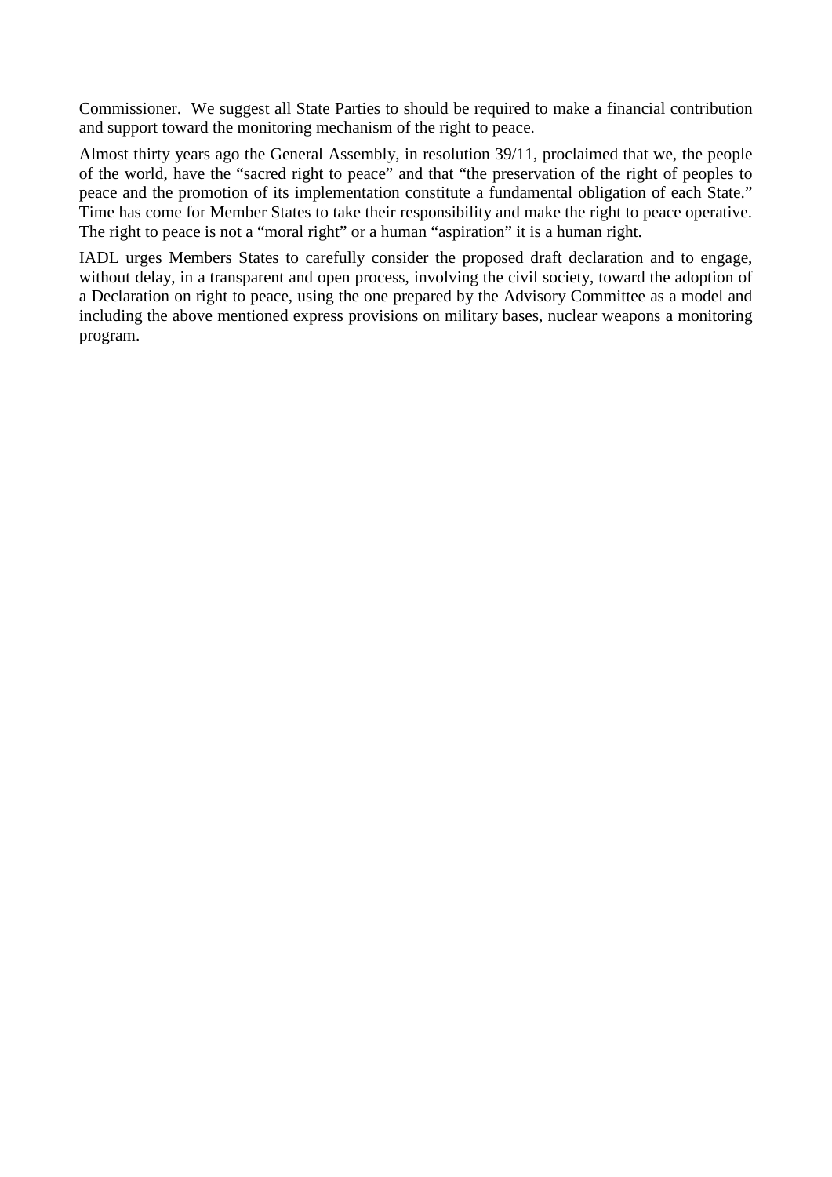Commissioner. We suggest all State Parties to should be required to make a financial contribution and support toward the monitoring mechanism of the right to peace.

Almost thirty years ago the General Assembly, in resolution 39/11, proclaimed that we, the people of the world, have the "sacred right to peace" and that "the preservation of the right of peoples to peace and the promotion of its implementation constitute a fundamental obligation of each State." Time has come for Member States to take their responsibility and make the right to peace operative. The right to peace is not a "moral right" or a human "aspiration" it is a human right.

IADL urges Members States to carefully consider the proposed draft declaration and to engage, without delay, in a transparent and open process, involving the civil society, toward the adoption of a Declaration on right to peace, using the one prepared by the Advisory Committee as a model and including the above mentioned express provisions on military bases, nuclear weapons a monitoring program.